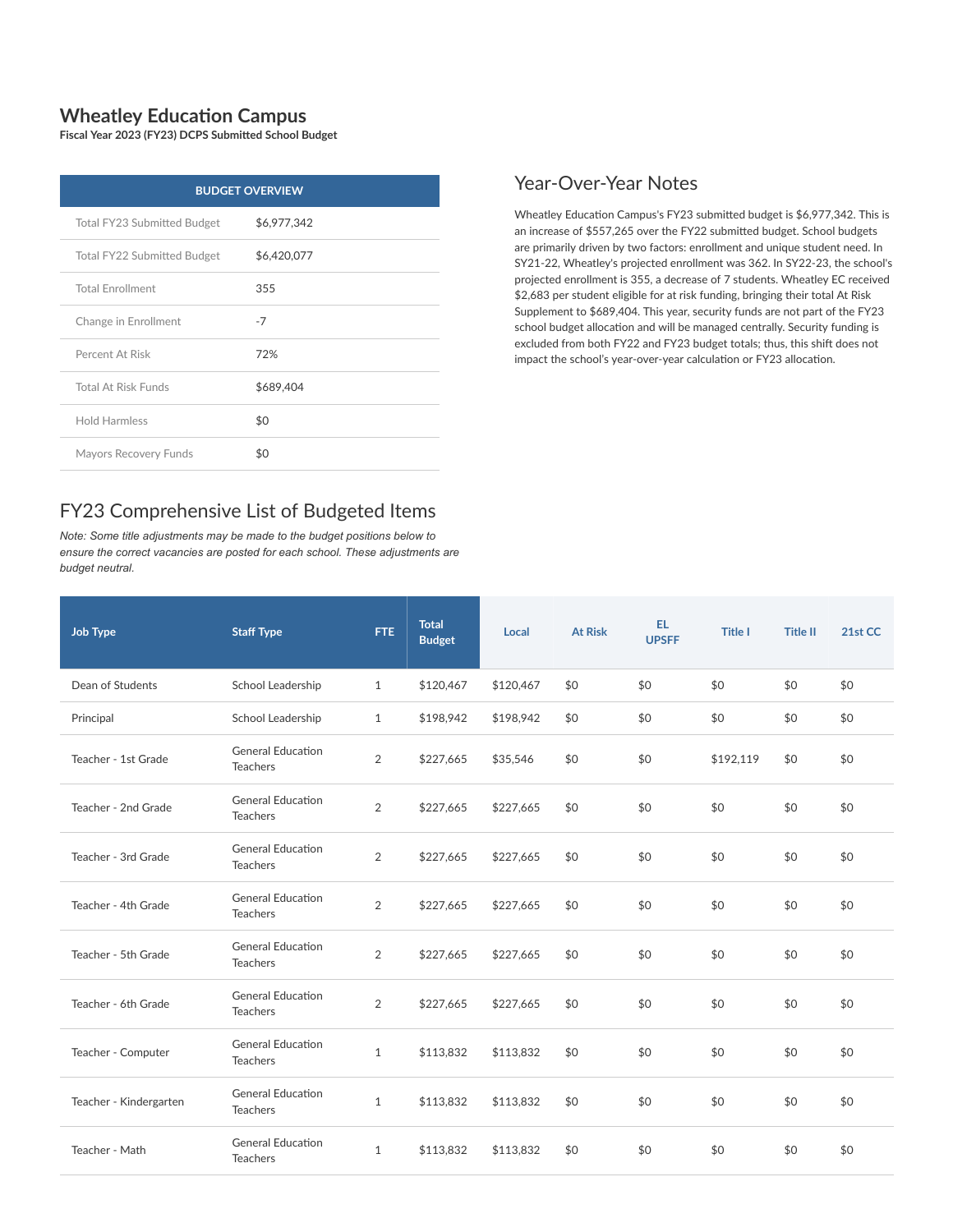# Wheatley Education Campus

**Fiscal Year 2023 (FY23) DCPS Submitted School Budget**

| BUDGET OVERVIEW | |
|---|---|
| Total FY23 Submitted Budget | $6,977,342 |
| Total FY22 Submitted Budget | $6,420,077 |
| Total Enrollment | 355 |
| Change in Enrollment | -7 |
| Percent At Risk | 72% |
| Total At Risk Funds | $689,404 |
| Hold Harmless | $0 |
| Mayors Recovery Funds | $0 |

## Year-Over-Year Notes

Wheatley Education Campus's FY23 submitted budget is $6,977,342. This is an increase of $557,265 over the FY22 submitted budget. School budgets are primarily driven by two factors: enrollment and unique student need. In SY21-22, Wheatley's projected enrollment was 362. In SY22-23, the school's projected enrollment is 355, a decrease of 7 students. Wheatley EC received $2,683 per student eligible for at risk funding, bringing their total At Risk Supplement to $689,404. This year, security funds are not part of the FY23 school budget allocation and will be managed centrally. Security funding is excluded from both FY22 and FY23 budget totals; thus, this shift does not impact the school's year-over-year calculation or FY23 allocation.

## FY23 Comprehensive List of Budgeted Items

*Note: Some title adjustments may be made to the budget positions below to ensure the correct vacancies are posted for each school. These adjustments are budget neutral.*

| Job Type | Staff Type | FTE | Total Budget | Local | At Risk | EL UPSFF | Title I | Title II | 21st CC |
|---|---|---|---|---|---|---|---|---|---|
| Dean of Students | School Leadership | 1 | $120,467 | $120,467 | $0 | $0 | $0 | $0 | $0 |
| Principal | School Leadership | 1 | $198,942 | $198,942 | $0 | $0 | $0 | $0 | $0 |
| Teacher - 1st Grade | General Education Teachers | 2 | $227,665 | $35,546 | $0 | $0 | $192,119 | $0 | $0 |
| Teacher - 2nd Grade | General Education Teachers | 2 | $227,665 | $227,665 | $0 | $0 | $0 | $0 | $0 |
| Teacher - 3rd Grade | General Education Teachers | 2 | $227,665 | $227,665 | $0 | $0 | $0 | $0 | $0 |
| Teacher - 4th Grade | General Education Teachers | 2 | $227,665 | $227,665 | $0 | $0 | $0 | $0 | $0 |
| Teacher - 5th Grade | General Education Teachers | 2 | $227,665 | $227,665 | $0 | $0 | $0 | $0 | $0 |
| Teacher - 6th Grade | General Education Teachers | 2 | $227,665 | $227,665 | $0 | $0 | $0 | $0 | $0 |
| Teacher - Computer | General Education Teachers | 1 | $113,832 | $113,832 | $0 | $0 | $0 | $0 | $0 |
| Teacher - Kindergarten | General Education Teachers | 1 | $113,832 | $113,832 | $0 | $0 | $0 | $0 | $0 |
| Teacher - Math | General Education Teachers | 1 | $113,832 | $113,832 | $0 | $0 | $0 | $0 | $0 |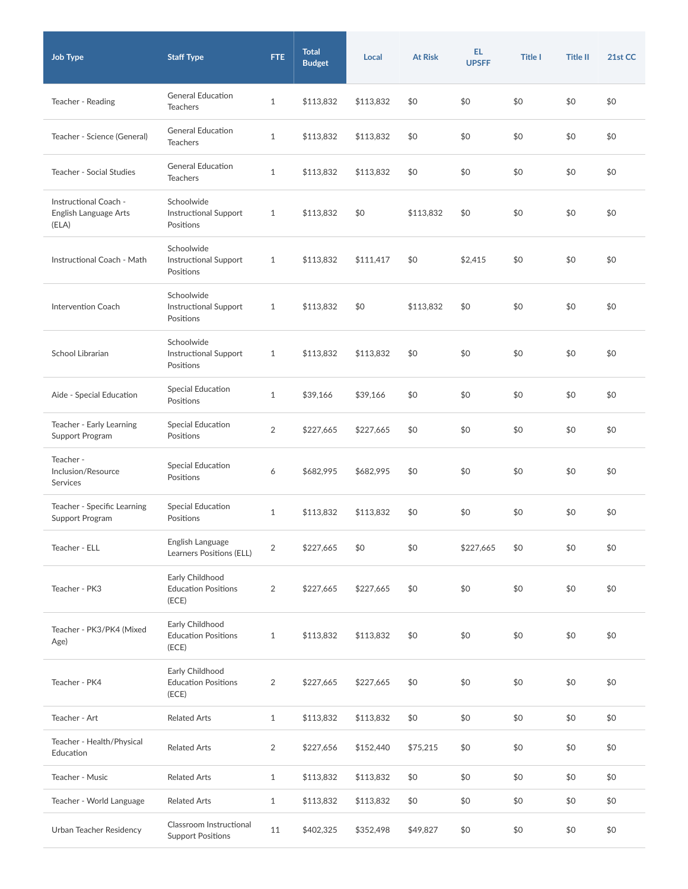| Job Type | Staff Type | FTE | Total Budget | Local | At Risk | EL UPSFF | Title I | Title II | 21st CC |
|---|---|---|---|---|---|---|---|---|---|
| Teacher - Reading | General Education Teachers | 1 | $113,832 | $113,832 | $0 | $0 | $0 | $0 | $0 |
| Teacher - Science (General) | General Education Teachers | 1 | $113,832 | $113,832 | $0 | $0 | $0 | $0 | $0 |
| Teacher - Social Studies | General Education Teachers | 1 | $113,832 | $113,832 | $0 | $0 | $0 | $0 | $0 |
| Instructional Coach - English Language Arts (ELA) | Schoolwide Instructional Support Positions | 1 | $113,832 | $0 | $113,832 | $0 | $0 | $0 | $0 |
| Instructional Coach - Math | Schoolwide Instructional Support Positions | 1 | $113,832 | $111,417 | $0 | $2,415 | $0 | $0 | $0 |
| Intervention Coach | Schoolwide Instructional Support Positions | 1 | $113,832 | $0 | $113,832 | $0 | $0 | $0 | $0 |
| School Librarian | Schoolwide Instructional Support Positions | 1 | $113,832 | $113,832 | $0 | $0 | $0 | $0 | $0 |
| Aide - Special Education | Special Education Positions | 1 | $39,166 | $39,166 | $0 | $0 | $0 | $0 | $0 |
| Teacher - Early Learning Support Program | Special Education Positions | 2 | $227,665 | $227,665 | $0 | $0 | $0 | $0 | $0 |
| Teacher - Inclusion/Resource Services | Special Education Positions | 6 | $682,995 | $682,995 | $0 | $0 | $0 | $0 | $0 |
| Teacher - Specific Learning Support Program | Special Education Positions | 1 | $113,832 | $113,832 | $0 | $0 | $0 | $0 | $0 |
| Teacher - ELL | English Language Learners Positions (ELL) | 2 | $227,665 | $0 | $0 | $227,665 | $0 | $0 | $0 |
| Teacher - PK3 | Early Childhood Education Positions (ECE) | 2 | $227,665 | $227,665 | $0 | $0 | $0 | $0 | $0 |
| Teacher - PK3/PK4 (Mixed Age) | Early Childhood Education Positions (ECE) | 1 | $113,832 | $113,832 | $0 | $0 | $0 | $0 | $0 |
| Teacher - PK4 | Early Childhood Education Positions (ECE) | 2 | $227,665 | $227,665 | $0 | $0 | $0 | $0 | $0 |
| Teacher - Art | Related Arts | 1 | $113,832 | $113,832 | $0 | $0 | $0 | $0 | $0 |
| Teacher - Health/Physical Education | Related Arts | 2 | $227,656 | $152,440 | $75,215 | $0 | $0 | $0 | $0 |
| Teacher - Music | Related Arts | 1 | $113,832 | $113,832 | $0 | $0 | $0 | $0 | $0 |
| Teacher - World Language | Related Arts | 1 | $113,832 | $113,832 | $0 | $0 | $0 | $0 | $0 |
| Urban Teacher Residency | Classroom Instructional Support Positions | 11 | $402,325 | $352,498 | $49,827 | $0 | $0 | $0 | $0 |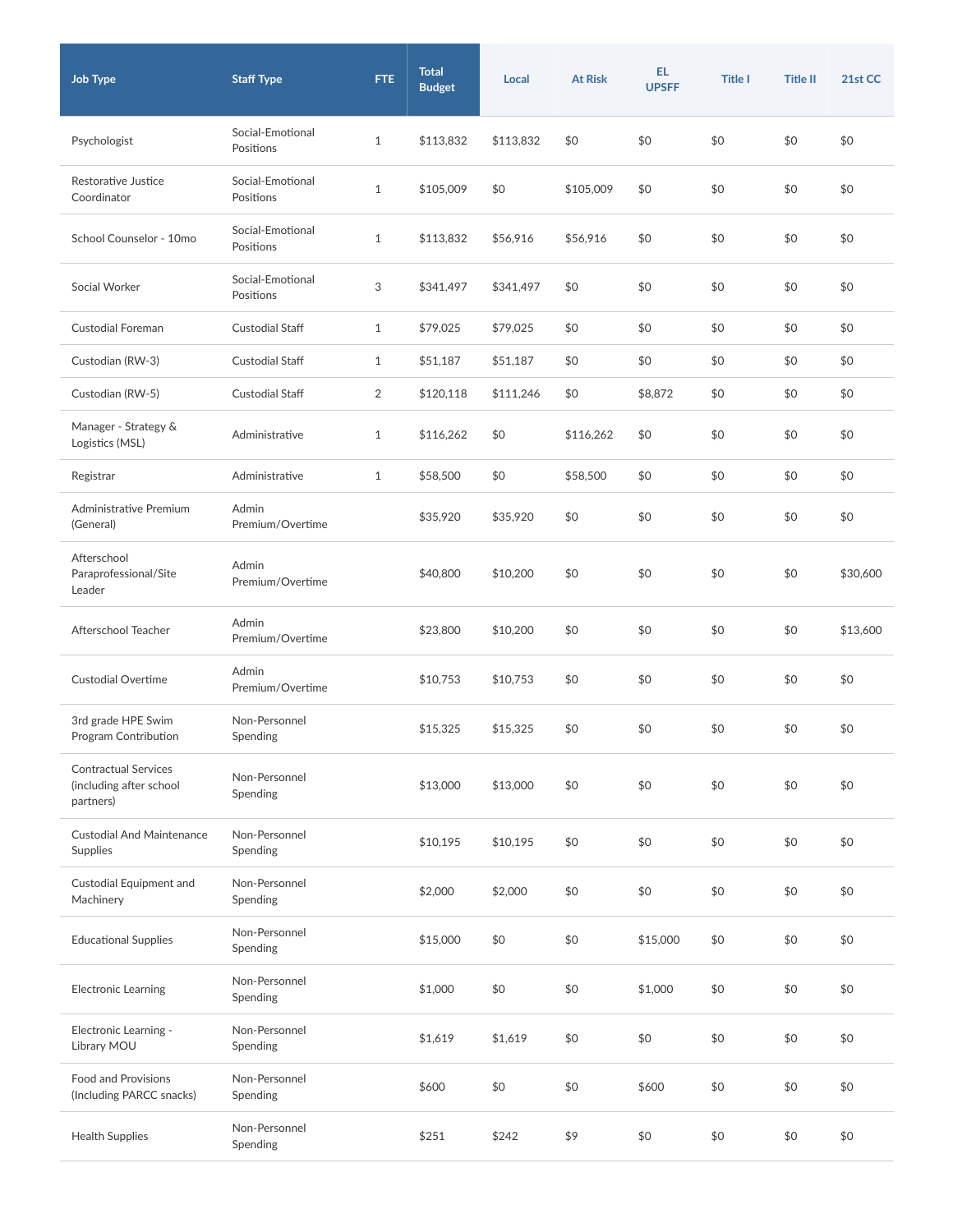| Job Type | Staff Type | FTE | Total Budget | Local | At Risk | EL UPSFF | Title I | Title II | 21st CC |
|---|---|---|---|---|---|---|---|---|---|
| Psychologist | Social-Emotional Positions | 1 | $113,832 | $113,832 | $0 | $0 | $0 | $0 | $0 |
| Restorative Justice Coordinator | Social-Emotional Positions | 1 | $105,009 | $0 | $105,009 | $0 | $0 | $0 | $0 |
| School Counselor - 10mo | Social-Emotional Positions | 1 | $113,832 | $56,916 | $56,916 | $0 | $0 | $0 | $0 |
| Social Worker | Social-Emotional Positions | 3 | $341,497 | $341,497 | $0 | $0 | $0 | $0 | $0 |
| Custodial Foreman | Custodial Staff | 1 | $79,025 | $79,025 | $0 | $0 | $0 | $0 | $0 |
| Custodian (RW-3) | Custodial Staff | 1 | $51,187 | $51,187 | $0 | $0 | $0 | $0 | $0 |
| Custodian (RW-5) | Custodial Staff | 2 | $120,118 | $111,246 | $0 | $8,872 | $0 | $0 | $0 |
| Manager - Strategy & Logistics (MSL) | Administrative | 1 | $116,262 | $0 | $116,262 | $0 | $0 | $0 | $0 |
| Registrar | Administrative | 1 | $58,500 | $0 | $58,500 | $0 | $0 | $0 | $0 |
| Administrative Premium (General) | Admin Premium/Overtime | | $35,920 | $35,920 | $0 | $0 | $0 | $0 | $0 |
| Afterschool Paraprofessional/Site Leader | Admin Premium/Overtime | | $40,800 | $10,200 | $0 | $0 | $0 | $0 | $30,600 |
| Afterschool Teacher | Admin Premium/Overtime | | $23,800 | $10,200 | $0 | $0 | $0 | $0 | $13,600 |
| Custodial Overtime | Admin Premium/Overtime | | $10,753 | $10,753 | $0 | $0 | $0 | $0 | $0 |
| 3rd grade HPE Swim Program Contribution | Non-Personnel Spending | | $15,325 | $15,325 | $0 | $0 | $0 | $0 | $0 |
| Contractual Services (including after school partners) | Non-Personnel Spending | | $13,000 | $13,000 | $0 | $0 | $0 | $0 | $0 |
| Custodial And Maintenance Supplies | Non-Personnel Spending | | $10,195 | $10,195 | $0 | $0 | $0 | $0 | $0 |
| Custodial Equipment and Machinery | Non-Personnel Spending | | $2,000 | $2,000 | $0 | $0 | $0 | $0 | $0 |
| Educational Supplies | Non-Personnel Spending | | $15,000 | $0 | $0 | $15,000 | $0 | $0 | $0 |
| Electronic Learning | Non-Personnel Spending | | $1,000 | $0 | $0 | $1,000 | $0 | $0 | $0 |
| Electronic Learning - Library MOU | Non-Personnel Spending | | $1,619 | $1,619 | $0 | $0 | $0 | $0 | $0 |
| Food and Provisions (Including PARCC snacks) | Non-Personnel Spending | | $600 | $0 | $0 | $600 | $0 | $0 | $0 |
| Health Supplies | Non-Personnel Spending | | $251 | $242 | $9 | $0 | $0 | $0 | $0 |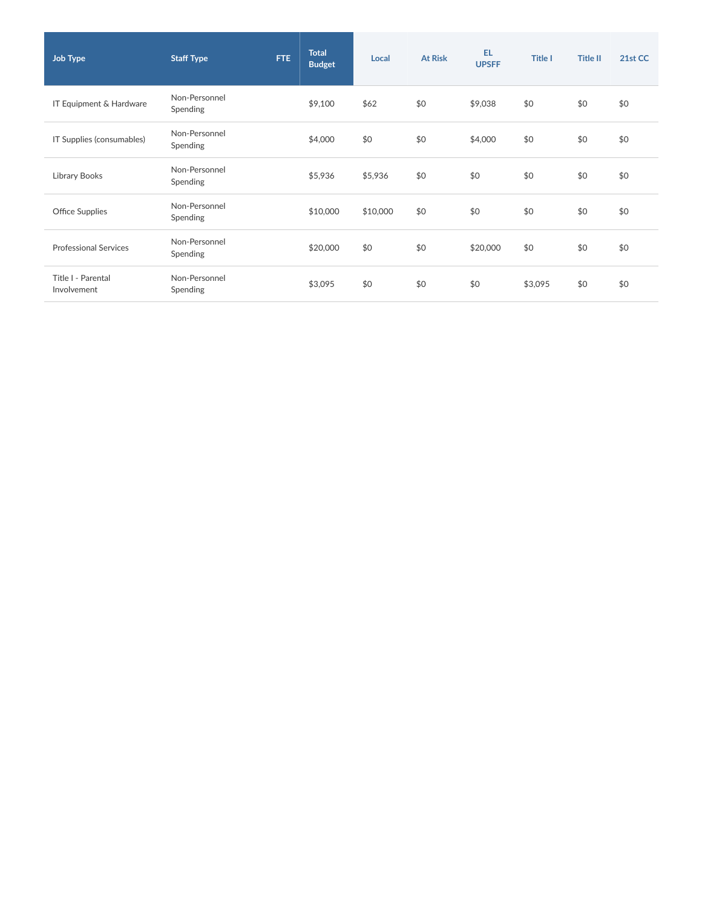| Job Type | Staff Type | FTE | Total Budget | Local | At Risk | EL UPSFF | Title I | Title II | 21st CC |
|---|---|---|---|---|---|---|---|---|---|
| IT Equipment & Hardware | Non-Personnel Spending | | $9,100 | $62 | $0 | $9,038 | $0 | $0 | $0 |
| IT Supplies (consumables) | Non-Personnel Spending | | $4,000 | $0 | $0 | $4,000 | $0 | $0 | $0 |
| Library Books | Non-Personnel Spending | | $5,936 | $5,936 | $0 | $0 | $0 | $0 | $0 |
| Office Supplies | Non-Personnel Spending | | $10,000 | $10,000 | $0 | $0 | $0 | $0 | $0 |
| Professional Services | Non-Personnel Spending | | $20,000 | $0 | $0 | $20,000 | $0 | $0 | $0 |
| Title I - Parental Involvement | Non-Personnel Spending | | $3,095 | $0 | $0 | $0 | $3,095 | $0 | $0 |